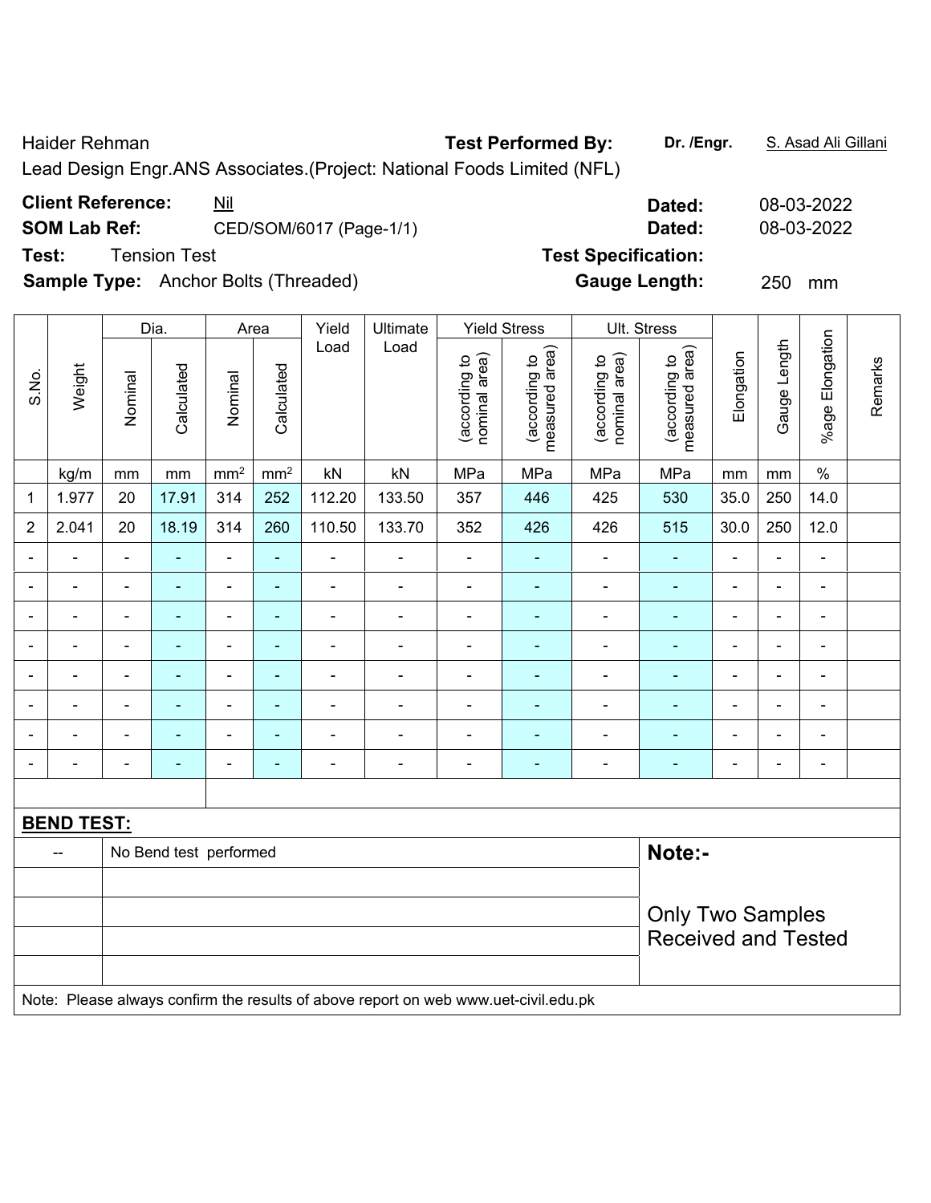Haider Rehman

Lead Design Engr.ANS Associates.(Project: National Foods Limited (NFL)

**Test Performed By:** Dr. /Engr. S. Asad Ali Gillani

**Client Reference:** Nil **Dated:** 08-03-2022

**SOM Lab Ref:** CED/SOM/6017 (Page-1/1) **Dated:** 08-03-2022

**Test:** Tension Test **Test Specification:**

**Sample Type:** Anchor Bolts (Threaded) **Gauge Length:** 250 mm

| S.No. | Weight | Dia. | | Area | | Yield Load | Ultimate Load | Yield Stress | | Ult. Stress | | Elongation | Gauge Length | %age Elongation | Remarks |
|---|---|---|---|---|---|---|---|---|---|---|---|---|---|---|---|
| | | Nominal | Calculated | Nominal | Calculated | | | (according to nominal area) | (according to measured area) | (according to nominal area) | (according to measured area) | | | | |
| | kg/m | mm | mm | mm² | mm² | kN | kN | MPa | MPa | MPa | MPa | mm | mm | % | |
| 1 | 1.977 | 20 | 17.91 | 314 | 252 | 112.20 | 133.50 | 357 | 446 | 425 | 530 | 35.0 | 250 | 14.0 | |
| 2 | 2.041 | 20 | 18.19 | 314 | 260 | 110.50 | 133.70 | 352 | 426 | 426 | 515 | 30.0 | 250 | 12.0 | |
| - | - | - | - | - | - | - | - | - | - | - | - | - | - | - | |
| - | - | - | - | - | - | - | - | - | - | - | - | - | - | - | |
| - | - | - | - | - | - | - | - | - | - | - | - | - | - | - | |
| - | - | - | - | - | - | - | - | - | - | - | - | - | - | - | |
| - | - | - | - | - | - | - | - | - | - | - | - | - | - | - | |
| - | - | - | - | - | - | - | - | - | - | - | - | - | - | - | |
| - | - | - | - | - | - | - | - | - | - | - | - | - | - | - | |
| - | - | - | - | - | - | - | - | - | - | - | - | - | - | - | |

**BEND TEST:**

| | | |
|---|---|---|
| -- | No Bend test performed | **Note:-** |
| | | Only Two Samples Received and Tested |

Note: Please always confirm the results of above report on web www.uet-civil.edu.pk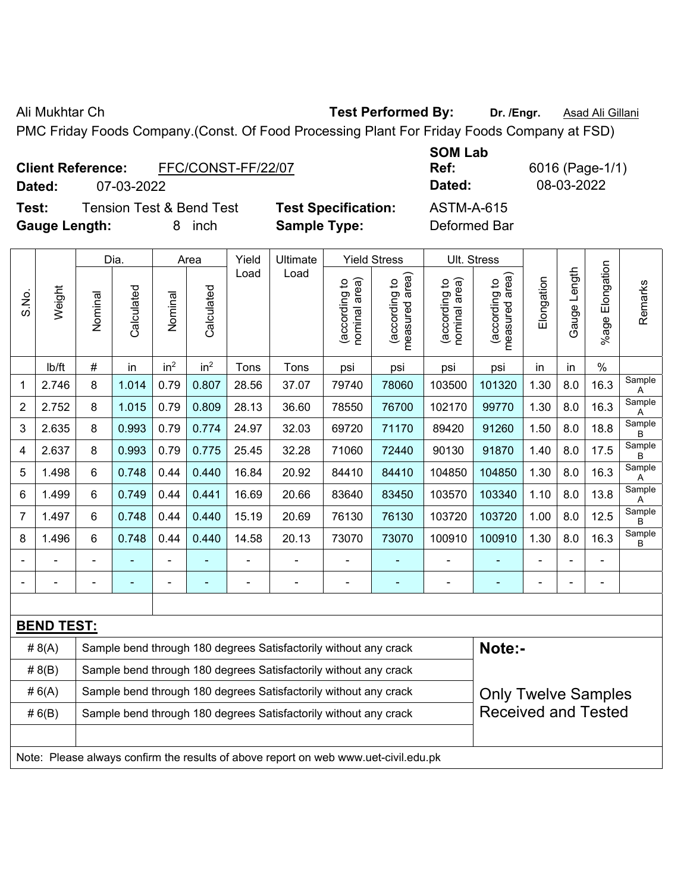Ali Mukhtar Ch | **Test Performed By:** Dr. /Engr. Asad Ali Gillani

PMC Friday Foods Company.(Const. Of Food Processing Plant For Friday Foods Company at FSD)

**Client Reference:** FFC/CONST-FF/22/07
**Dated:** 07-03-2022

**SOM Lab Ref:** 6016 (Page-1/1)
**Dated:** 08-03-2022

**Test:** Tension Test & Bend Test
**Test Specification:** ASTM-A-615
**Gauge Length:** 8 inch
**Sample Type:** Deformed Bar

| S.No. | Weight | Dia. | | Area | | Yield Load | Ultimate Load | Yield Stress | | Ult. Stress | | Elongation | Gauge Length | %age Elongation | Remarks |
|---|---|---|---|---|---|---|---|---|---|---|---|---|---|---|---|
| | | Nominal | Calculated | Nominal | Calculated | | | (according to nominal area) | (according to measured area) | (according to nominal area) | (according to measured area) | | | | |
| | lb/ft | # | in | $in^2$ | $in^2$ | Tons | Tons | psi | psi | psi | psi | in | in | % | |
| 1 | 2.746 | 8 | 1.014 | 0.79 | 0.807 | 28.56 | 37.07 | 79740 | 78060 | 103500 | 101320 | 1.30 | 8.0 | 16.3 | Sample A |
| 2 | 2.752 | 8 | 1.015 | 0.79 | 0.809 | 28.13 | 36.60 | 78550 | 76700 | 102170 | 99770 | 1.30 | 8.0 | 16.3 | Sample A |
| 3 | 2.635 | 8 | 0.993 | 0.79 | 0.774 | 24.97 | 32.03 | 69720 | 71170 | 89420 | 91260 | 1.50 | 8.0 | 18.8 | Sample B |
| 4 | 2.637 | 8 | 0.993 | 0.79 | 0.775 | 25.45 | 32.28 | 71060 | 72440 | 90130 | 91870 | 1.40 | 8.0 | 17.5 | Sample B |
| 5 | 1.498 | 6 | 0.748 | 0.44 | 0.440 | 16.84 | 20.92 | 84410 | 84410 | 104850 | 104850 | 1.30 | 8.0 | 16.3 | Sample A |
| 6 | 1.499 | 6 | 0.749 | 0.44 | 0.441 | 16.69 | 20.66 | 83640 | 83450 | 103570 | 103340 | 1.10 | 8.0 | 13.8 | Sample A |
| 7 | 1.497 | 6 | 0.748 | 0.44 | 0.440 | 15.19 | 20.69 | 76130 | 76130 | 103720 | 103720 | 1.00 | 8.0 | 12.5 | Sample B |
| 8 | 1.496 | 6 | 0.748 | 0.44 | 0.440 | 14.58 | 20.13 | 73070 | 73070 | 100910 | 100910 | 1.30 | 8.0 | 16.3 | Sample B |
| - | - | - | - | - | - | - | - | - | - | - | - | - | - | - | |
| - | - | - | - | - | - | - | - | - | - | - | - | - | - | - | |

## BEND TEST:

| | |
|---|---|
| # 8(A) | Sample bend through 180 degrees Satisfactorily without any crack |
| # 8(B) | Sample bend through 180 degrees Satisfactorily without any crack |
| # 6(A) | Sample bend through 180 degrees Satisfactorily without any crack |
| # 6(B) | Sample bend through 180 degrees Satisfactorily without any crack |

**Note:-**

Only Twelve Samples Received and Tested

Note: Please always confirm the results of above report on web www.uet-civil.edu.pk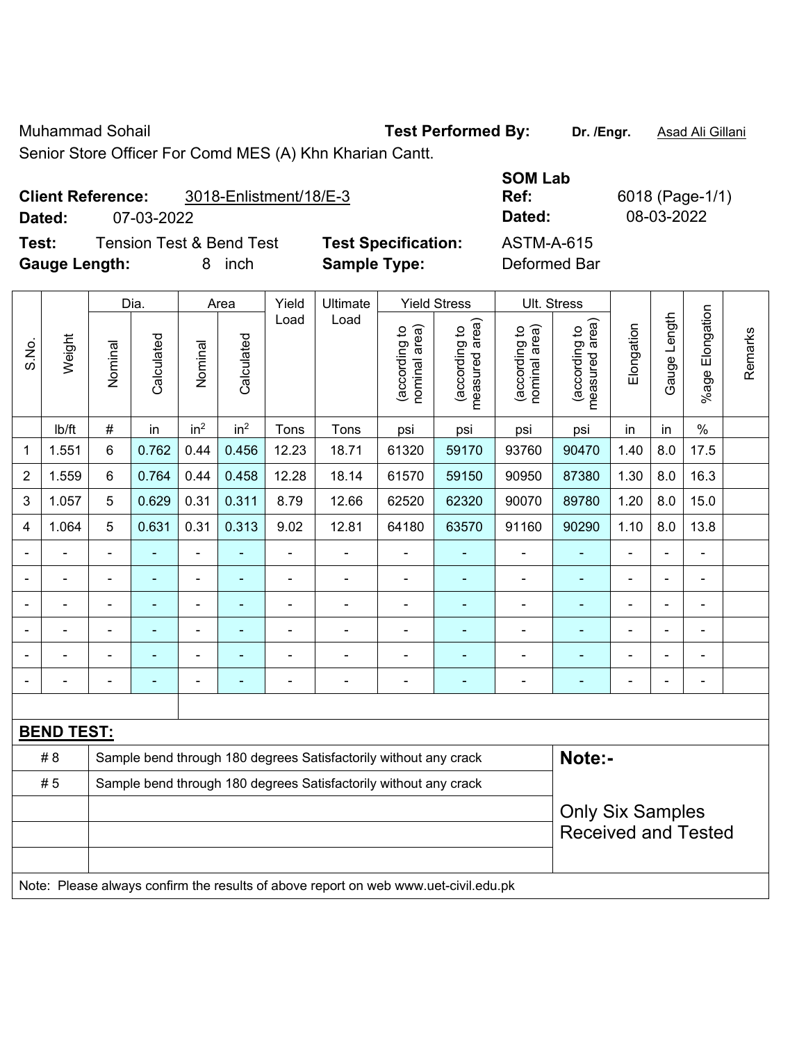Muhammad Sohail

Senior Store Officer For Comd MES (A) Khn Kharian Cantt.

**Test Performed By:** **Dr. /Engr.** Asad Ali Gillani

**Client Reference:** 3018-Enlistment/18/E-3

**Dated:** 07-03-2022

**SOM Lab Ref:** 6018 (Page-1/1)

**Dated:** 08-03-2022

**Test:** Tension Test & Bend Test

**Test Specification:** ASTM-A-615

**Gauge Length:** 8 inch

**Sample Type:** Deformed Bar

| S.No. | Weight | Dia. | | Area | | Yield Load | Ultimate Load | Yield Stress | | Ult. Stress | | Elongation | Gauge Length | %age Elongation | Remarks |
|---|---|---|---|---|---|---|---|---|---|---|---|---|---|---|---|
| | | Nominal | Calculated | Nominal | Calculated | | | (according to nominal area) | (according to measured area) | (according to nominal area) | (according to measured area) | | | | |
| | lb/ft | # | in | in$^2$ | in$^2$ | Tons | Tons | psi | psi | psi | psi | in | in | % | |
| 1 | 1.551 | 6 | 0.762 | 0.44 | 0.456 | 12.23 | 18.71 | 61320 | 59170 | 93760 | 90470 | 1.40 | 8.0 | 17.5 | |
| 2 | 1.559 | 6 | 0.764 | 0.44 | 0.458 | 12.28 | 18.14 | 61570 | 59150 | 90950 | 87380 | 1.30 | 8.0 | 16.3 | |
| 3 | 1.057 | 5 | 0.629 | 0.31 | 0.311 | 8.79 | 12.66 | 62520 | 62320 | 90070 | 89780 | 1.20 | 8.0 | 15.0 | |
| 4 | 1.064 | 5 | 0.631 | 0.31 | 0.313 | 9.02 | 12.81 | 64180 | 63570 | 91160 | 90290 | 1.10 | 8.0 | 13.8 | |
| - | - | - | - | - | - | - | - | - | - | - | - | - | - | - | |
| - | - | - | - | - | - | - | - | - | - | - | - | - | - | - | |
| - | - | - | - | - | - | - | - | - | - | - | - | - | - | - | |
| - | - | - | - | - | - | - | - | - | - | - | - | - | - | - | |
| - | - | - | - | - | - | - | - | - | - | - | - | - | - | - | |
| - | - | - | - | - | - | - | - | - | - | - | - | - | - | - | |

**BEND TEST:**

| | | |
|---|---|---|
| # 8 | Sample bend through 180 degrees Satisfactorily without any crack | **Note:-** |
| # 5 | Sample bend through 180 degrees Satisfactorily without any crack | Only Six Samples Received and Tested |

Note: Please always confirm the results of above report on web www.uet-civil.edu.pk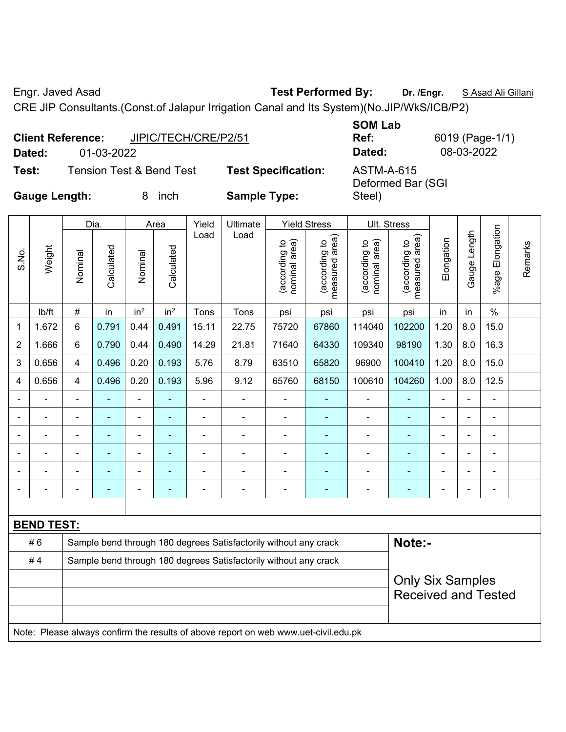Engr. Javed Asad

**Test Performed By:** **Dr. /Engr.** S Asad Ali Gillani

CRE JIP Consultants.(Const.of Jalapur Irrigation Canal and Its System)(No.JIP/WkS/ICB/P2)

**Client Reference:** JIPIC/TECH/CRE/P2/51

**Dated:** 01-03-2022

**SOM Lab Ref:** 6019 (Page-1/1)

**Dated:** 08-03-2022

**Test:** Tension Test & Bend Test

**Test Specification:** ASTM-A-615

**Gauge Length:** 8 inch

**Sample Type:** Deformed Bar (SGI Steel)

| S.No. | Weight | Dia. | | Area | | Yield Load | Ultimate Load | Yield Stress | | Ult. Stress | | Elongation | Gauge Length | %age Elongation | Remarks |
|---|---|---|---|---|---|---|---|---|---|---|---|---|---|---|---|
| | | Nominal | Calculated | Nominal | Calculated | | | (according to nominal area) | (according to measured area) | (according to nominal area) | (according to measured area) | | | | |
| | lb/ft | # | in | in² | in² | Tons | Tons | psi | psi | psi | psi | in | in | % | |
| 1 | 1.672 | 6 | 0.791 | 0.44 | 0.491 | 15.11 | 22.75 | 75720 | 67860 | 114040 | 102200 | 1.20 | 8.0 | 15.0 | |
| 2 | 1.666 | 6 | 0.790 | 0.44 | 0.490 | 14.29 | 21.81 | 71640 | 64330 | 109340 | 98190 | 1.30 | 8.0 | 16.3 | |
| 3 | 0.656 | 4 | 0.496 | 0.20 | 0.193 | 5.76 | 8.79 | 63510 | 65820 | 96900 | 100410 | 1.20 | 8.0 | 15.0 | |
| 4 | 0.656 | 4 | 0.496 | 0.20 | 0.193 | 5.96 | 9.12 | 65760 | 68150 | 100610 | 104260 | 1.00 | 8.0 | 12.5 | |
| - | - | - | - | - | - | - | - | - | - | - | - | - | - | - | |
| - | - | - | - | - | - | - | - | - | - | - | - | - | - | - | |
| - | - | - | - | - | - | - | - | - | - | - | - | - | - | - | |
| - | - | - | - | - | - | - | - | - | - | - | - | - | - | - | |
| - | - | - | - | - | - | - | - | - | - | - | - | - | - | - | |
| - | - | - | - | - | - | - | - | - | - | - | - | - | - | - | |

**BEND TEST:**

| | |
|---|---|
| # 6 | Sample bend through 180 degrees Satisfactorily without any crack |
| # 4 | Sample bend through 180 degrees Satisfactorily without any crack |

**Note:-**

Only Six Samples Received and Tested

Note: Please always confirm the results of above report on web www.uet-civil.edu.pk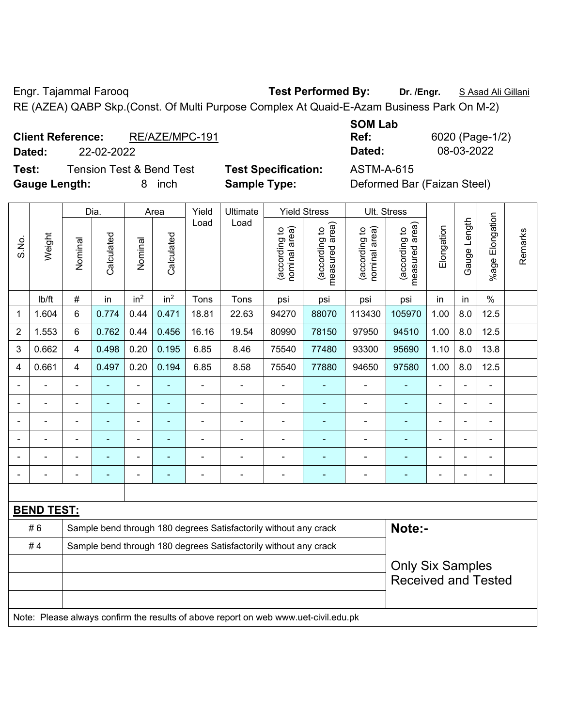Engr. Tajammal Farooq **Test Performed By:** **Dr. /Engr.** S Asad Ali Gillani

RE (AZEA) QABP Skp.(Const. Of Multi Purpose Complex At Quaid-E-Azam Business Park On M-2)

**Client Reference:** RE/AZE/MPC-191
**Dated:** 22-02-2022

**SOM Lab Ref:** 6020 (Page-1/2)
**Dated:** 08-03-2022

**Test:** Tension Test & Bend Test
**Gauge Length:** 8 inch
**Test Specification:** ASTM-A-615
**Sample Type:** Deformed Bar (Faizan Steel)

| S.No. | Weight | Dia. | | Area | | Yield Load | Ultimate Load | Yield Stress | | Ult. Stress | | Elongation | Gauge Length | %age Elongation | Remarks |
|---|---|---|---|---|---|---|---|---|---|---|---|---|---|---|---|
| | | Nominal | Calculated | Nominal | Calculated | | | (according to nominal area) | (according to measured area) | (according to nominal area) | (according to measured area) | | | | |
| | lb/ft | # | in | $in^2$ | $in^2$ | Tons | Tons | psi | psi | psi | psi | in | in | % | |
| 1 | 1.604 | 6 | 0.774 | 0.44 | 0.471 | 18.81 | 22.63 | 94270 | 88070 | 113430 | 105970 | 1.00 | 8.0 | 12.5 | |
| 2 | 1.553 | 6 | 0.762 | 0.44 | 0.456 | 16.16 | 19.54 | 80990 | 78150 | 97950 | 94510 | 1.00 | 8.0 | 12.5 | |
| 3 | 0.662 | 4 | 0.498 | 0.20 | 0.195 | 6.85 | 8.46 | 75540 | 77480 | 93300 | 95690 | 1.10 | 8.0 | 13.8 | |
| 4 | 0.661 | 4 | 0.497 | 0.20 | 0.194 | 6.85 | 8.58 | 75540 | 77880 | 94650 | 97580 | 1.00 | 8.0 | 12.5 | |
| - | - | - | - | - | - | - | - | - | - | - | - | - | - | - | |
| - | - | - | - | - | - | - | - | - | - | - | - | - | - | - | |
| - | - | - | - | - | - | - | - | - | - | - | - | - | - | - | |
| - | - | - | - | - | - | - | - | - | - | - | - | - | - | - | |
| - | - | - | - | - | - | - | - | - | - | - | - | - | - | - | |
| - | - | - | - | - | - | - | - | - | - | - | - | - | - | - | |

**BEND TEST:**

| | | |
|---|---|---|
| # 6 | Sample bend through 180 degrees Satisfactorily without any crack | **Note:-** |
| # 4 | Sample bend through 180 degrees Satisfactorily without any crack | Only Six Samples Received and Tested |

Note: Please always confirm the results of above report on web www.uet-civil.edu.pk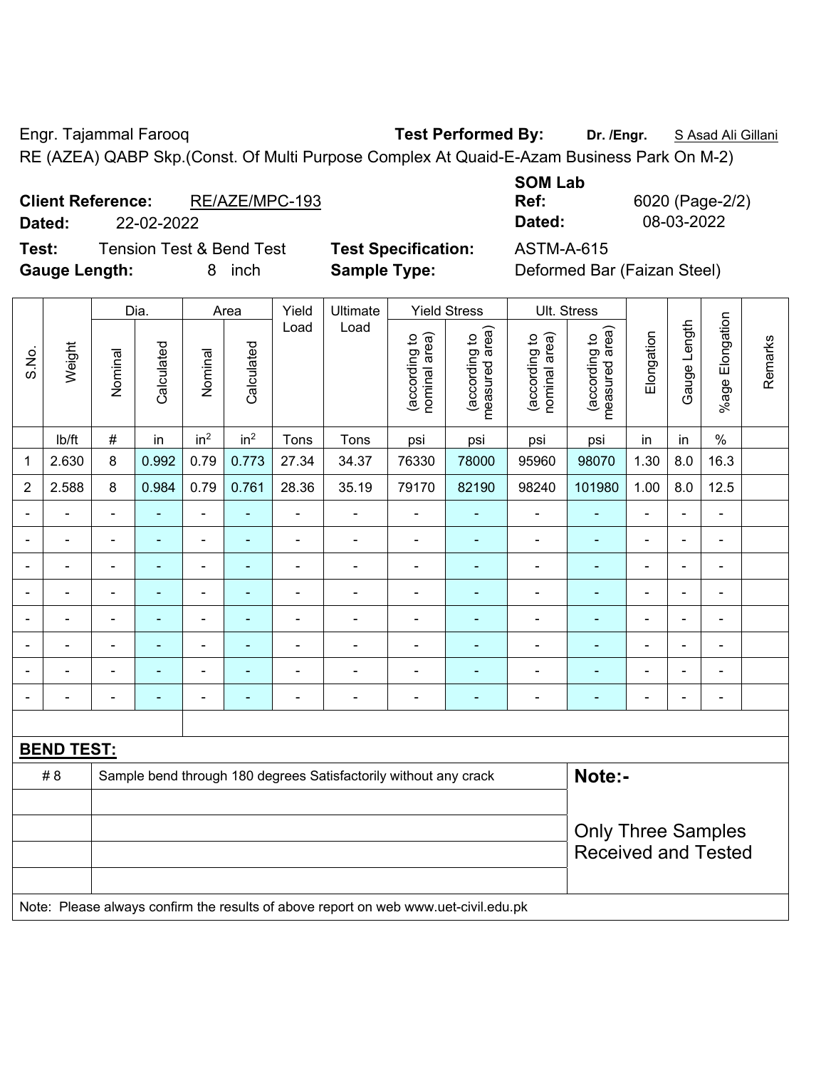Engr. Tajammal Farooq **Test Performed By:** **Dr. /Engr.** S Asad Ali Gillani

RE (AZEA) QABP Skp.(Const. Of Multi Purpose Complex At Quaid-E-Azam Business Park On M-2)

**Client Reference:** RE/AZE/MPC-193 **SOM Lab Ref:** 6020 (Page-2/2)

**Dated:** 22-02-2022 **Dated:** 08-03-2022

**Test:** Tension Test & Bend Test **Test Specification:** ASTM-A-615

**Gauge Length:** 8 inch **Sample Type:** Deformed Bar (Faizan Steel)

| S.No. | Weight | Dia. | | Area | | Yield Load | Ultimate Load | Yield Stress | | Ult. Stress | | Elongation | Gauge Length | %age Elongation | Remarks |
|---|---|---|---|---|---|---|---|---|---|---|---|---|---|---|---|
| | | Nominal | Calculated | Nominal | Calculated | | | (according to nominal area) | (according to measured area) | (according to nominal area) | (according to measured area) | | | | |
| | lb/ft | # | in | $in^2$ | $in^2$ | Tons | Tons | psi | psi | psi | psi | in | in | % | |
| 1 | 2.630 | 8 | 0.992 | 0.79 | 0.773 | 27.34 | 34.37 | 76330 | 78000 | 95960 | 98070 | 1.30 | 8.0 | 16.3 | |
| 2 | 2.588 | 8 | 0.984 | 0.79 | 0.761 | 28.36 | 35.19 | 79170 | 82190 | 98240 | 101980 | 1.00 | 8.0 | 12.5 | |
| - | - | - | - | - | - | - | - | - | - | - | - | - | - | - | |
| - | - | - | - | - | - | - | - | - | - | - | - | - | - | - | |
| - | - | - | - | - | - | - | - | - | - | - | - | - | - | - | |
| - | - | - | - | - | - | - | - | - | - | - | - | - | - | - | |
| - | - | - | - | - | - | - | - | - | - | - | - | - | - | - | |
| - | - | - | - | - | - | - | - | - | - | - | - | - | - | - | |
| - | - | - | - | - | - | - | - | - | - | - | - | - | - | - | |
| - | - | - | - | - | - | - | - | - | - | - | - | - | - | - | |

**BEND TEST:**

| | | |
|---|---|---|
| # 8 | Sample bend through 180 degrees Satisfactorily without any crack | **Note:-** |
| | | Only Three Samples Received and Tested |

Note: Please always confirm the results of above report on web www.uet-civil.edu.pk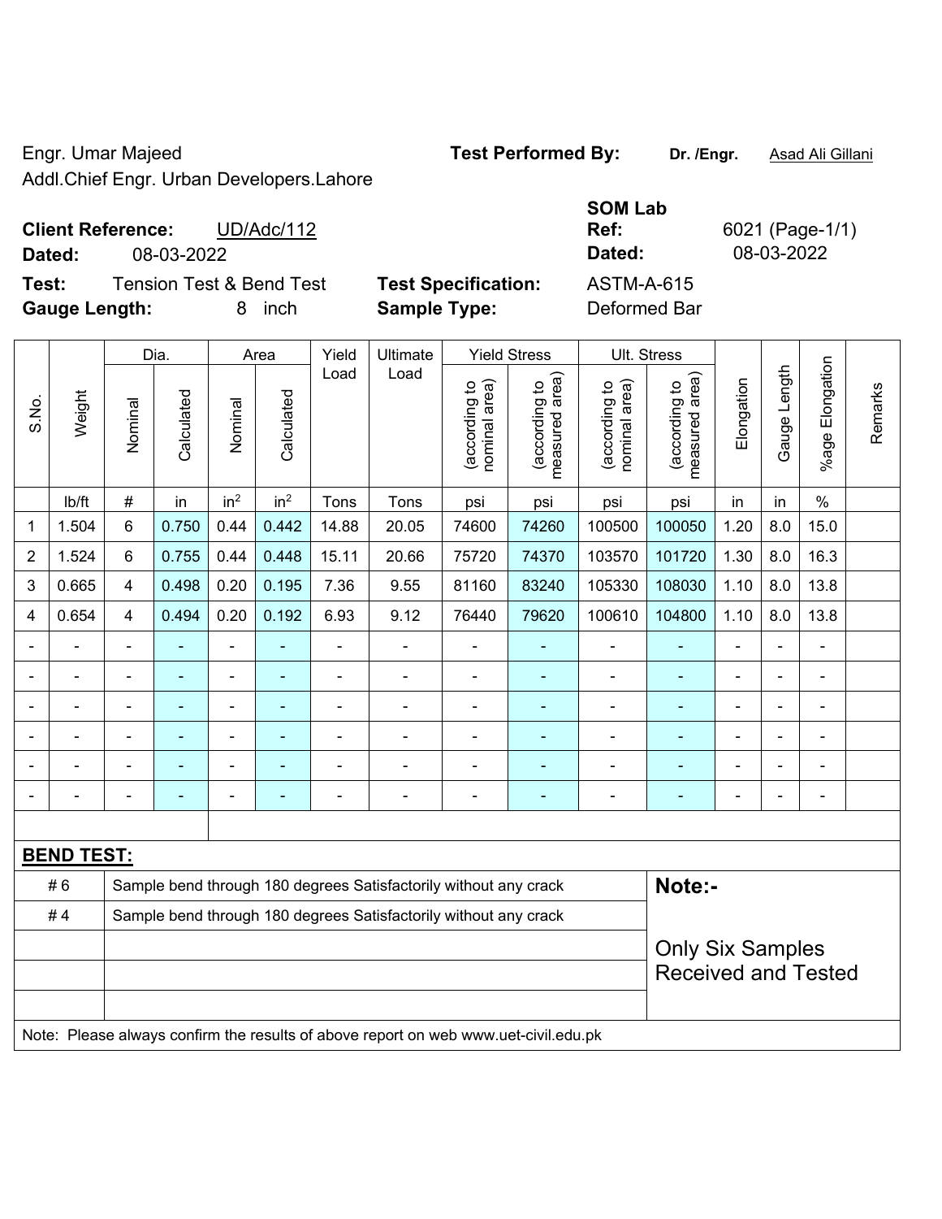Engr. Umar Majeed

Addl.Chief Engr. Urban Developers.Lahore

**Test Performed By:** **Dr. /Engr.** Asad Ali Gillani

**Client Reference:** UD/Adc/112

**Dated:** 08-03-2022

**SOM Lab Ref:** 6021 (Page-1/1)

**Dated:** 08-03-2022

**Test:** Tension Test & Bend Test

**Test Specification:** ASTM-A-615

**Gauge Length:** 8 inch

**Sample Type:** Deformed Bar

| S.No. | Weight | Dia. | | Area | | Yield Load | Ultimate Load | Yield Stress | | Ult. Stress | | Elongation | Gauge Length | %age Elongation | Remarks |
|---|---|---|---|---|---|---|---|---|---|---|---|---|---|---|---|
| | | Nominal | Calculated | Nominal | Calculated | | | (according to nominal area) | (according to measured area) | (according to nominal area) | (according to measured area) | | | | |
| | lb/ft | # | in | $in^2$ | $in^2$ | Tons | Tons | psi | psi | psi | psi | in | in | % | |
| 1 | 1.504 | 6 | 0.750 | 0.44 | 0.442 | 14.88 | 20.05 | 74600 | 74260 | 100500 | 100050 | 1.20 | 8.0 | 15.0 | |
| 2 | 1.524 | 6 | 0.755 | 0.44 | 0.448 | 15.11 | 20.66 | 75720 | 74370 | 103570 | 101720 | 1.30 | 8.0 | 16.3 | |
| 3 | 0.665 | 4 | 0.498 | 0.20 | 0.195 | 7.36 | 9.55 | 81160 | 83240 | 105330 | 108030 | 1.10 | 8.0 | 13.8 | |
| 4 | 0.654 | 4 | 0.494 | 0.20 | 0.192 | 6.93 | 9.12 | 76440 | 79620 | 100610 | 104800 | 1.10 | 8.0 | 13.8 | |
| - | - | - | - | - | - | - | - | - | - | - | - | - | - | - | |
| - | - | - | - | - | - | - | - | - | - | - | - | - | - | - | |
| - | - | - | - | - | - | - | - | - | - | - | - | - | - | - | |
| - | - | - | - | - | - | - | - | - | - | - | - | - | - | - | |
| - | - | - | - | - | - | - | - | - | - | - | - | - | - | - | |
| - | - | - | - | - | - | - | - | - | - | - | - | - | - | - | |

**BEND TEST:**

| | |
|---|---|
| # 6 | Sample bend through 180 degrees Satisfactorily without any crack |
| # 4 | Sample bend through 180 degrees Satisfactorily without any crack |

**Note:-**

Only Six Samples Received and Tested

Note: Please always confirm the results of above report on web www.uet-civil.edu.pk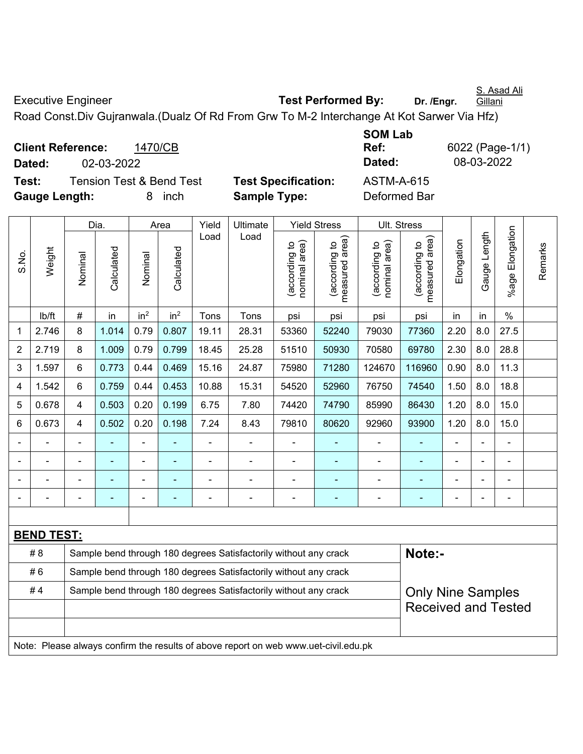Executive Engineer **Test Performed By:** **Dr. /Engr.** S. Asad Ali Gillani

Road Const.Div Gujranwala.(Dualz Of Rd From Grw To M-2 Interchange At Kot Sarwer Via Hfz)

**Client Reference:** 1470/CB **SOM Lab Ref:** 6022 (Page-1/1)

**Dated:** 02-03-2022 **Dated:** 08-03-2022

**Test:** Tension Test & Bend Test **Test Specification:** ASTM-A-615

**Gauge Length:** 8 inch **Sample Type:** Deformed Bar

| S.No. | Weight | Dia. | | Area | | Yield Load | Ultimate Load | Yield Stress | | Ult. Stress | | Elongation | Gauge Length | %age Elongation | Remarks |
|---|---|---|---|---|---|---|---|---|---|---|---|---|---|---|---|
| | | Nominal | Calculated | Nominal | Calculated | | | (according to nominal area) | (according to measured area) | (according to nominal area) | (according to measured area) | | | | |
| | lb/ft | # | in | in$^2$ | in$^2$ | Tons | Tons | psi | psi | psi | psi | in | in | % | |
| 1 | 2.746 | 8 | 1.014 | 0.79 | 0.807 | 19.11 | 28.31 | 53360 | 52240 | 79030 | 77360 | 2.20 | 8.0 | 27.5 | |
| 2 | 2.719 | 8 | 1.009 | 0.79 | 0.799 | 18.45 | 25.28 | 51510 | 50930 | 70580 | 69780 | 2.30 | 8.0 | 28.8 | |
| 3 | 1.597 | 6 | 0.773 | 0.44 | 0.469 | 15.16 | 24.87 | 75980 | 71280 | 124670 | 116960 | 0.90 | 8.0 | 11.3 | |
| 4 | 1.542 | 6 | 0.759 | 0.44 | 0.453 | 10.88 | 15.31 | 54520 | 52960 | 76750 | 74540 | 1.50 | 8.0 | 18.8 | |
| 5 | 0.678 | 4 | 0.503 | 0.20 | 0.199 | 6.75 | 7.80 | 74420 | 74790 | 85990 | 86430 | 1.20 | 8.0 | 15.0 | |
| 6 | 0.673 | 4 | 0.502 | 0.20 | 0.198 | 7.24 | 8.43 | 79810 | 80620 | 92960 | 93900 | 1.20 | 8.0 | 15.0 | |
| - | - | - | - | - | - | - | - | - | - | - | - | - | - | - | |
| - | - | - | - | - | - | - | - | - | - | - | - | - | - | - | |
| - | - | - | - | - | - | - | - | - | - | - | - | - | - | - | |
| - | - | - | - | - | - | - | - | - | - | - | - | - | - | - | |

**BEND TEST:**

| | | |
|---|---|---|
| # 8 | Sample bend through 180 degrees Satisfactorily without any crack | **Note:-** |
| # 6 | Sample bend through 180 degrees Satisfactorily without any crack | |
| # 4 | Sample bend through 180 degrees Satisfactorily without any crack | Only Nine Samples Received and Tested |
| | | |
| | | |

Note: Please always confirm the results of above report on web www.uet-civil.edu.pk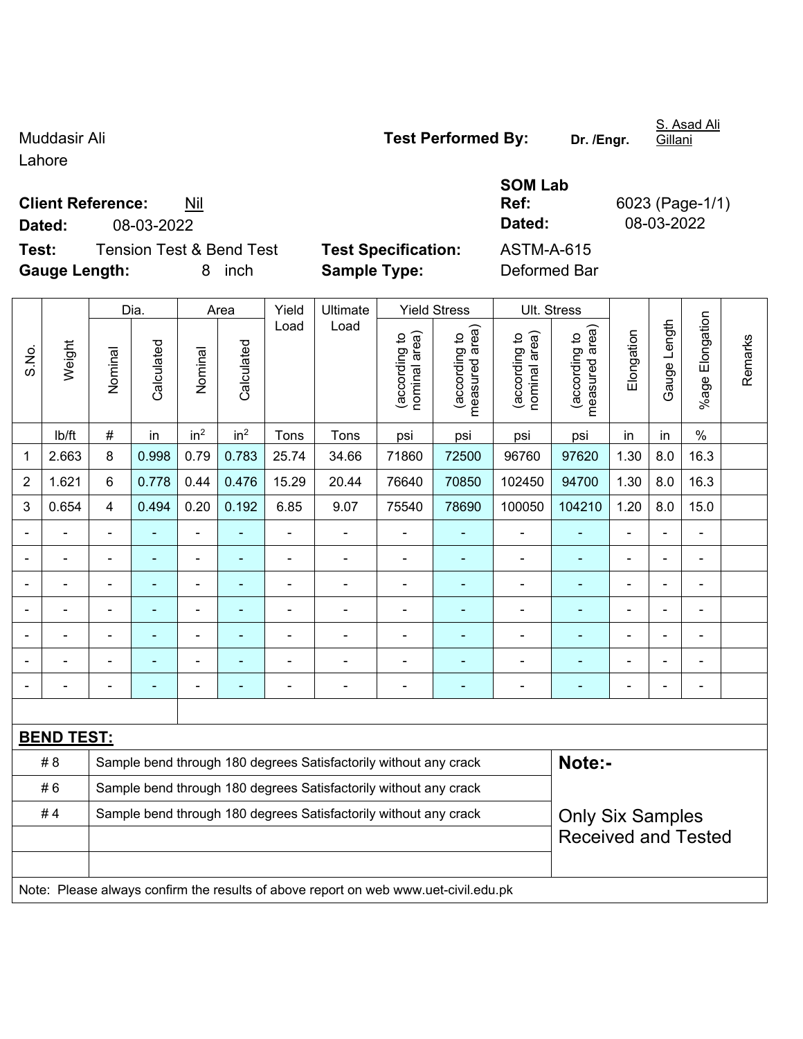Muddasir Ali
Lahore

**Test Performed By:** **Dr. /Engr.** S. Asad Ali Gillani

**Client Reference:** Nil
**Dated:** 08-03-2022

**SOM Lab Ref:** 6023 (Page-1/1)
**Dated:** 08-03-2022

**Test:** Tension Test & Bend Test
**Gauge Length:** 8 inch

**Test Specification:** ASTM-A-615
**Sample Type:** Deformed Bar

| S.No. | Weight | Dia. | | Area | | Yield Load | Ultimate Load | Yield Stress | | Ult. Stress | | Elongation | Gauge Length | %age Elongation | Remarks |
|---|---|---|---|---|---|---|---|---|---|---|---|---|---|---|---|
| | | Nominal | Calculated | Nominal | Calculated | | | (according to nominal area) | (according to measured area) | (according to nominal area) | (according to measured area) | | | | |
| | lb/ft | # | in | $in^2$ | $in^2$ | Tons | Tons | psi | psi | psi | psi | in | in | % | |
| 1 | 2.663 | 8 | 0.998 | 0.79 | 0.783 | 25.74 | 34.66 | 71860 | 72500 | 96760 | 97620 | 1.30 | 8.0 | 16.3 | |
| 2 | 1.621 | 6 | 0.778 | 0.44 | 0.476 | 15.29 | 20.44 | 76640 | 70850 | 102450 | 94700 | 1.30 | 8.0 | 16.3 | |
| 3 | 0.654 | 4 | 0.494 | 0.20 | 0.192 | 6.85 | 9.07 | 75540 | 78690 | 100050 | 104210 | 1.20 | 8.0 | 15.0 | |
| - | - | - | - | - | - | - | - | - | - | - | - | - | - | - | |
| - | - | - | - | - | - | - | - | - | - | - | - | - | - | - | |
| - | - | - | - | - | - | - | - | - | - | - | - | - | - | - | |
| - | - | - | - | - | - | - | - | - | - | - | - | - | - | - | |
| - | - | - | - | - | - | - | - | - | - | - | - | - | - | - | |
| - | - | - | - | - | - | - | - | - | - | - | - | - | - | - | |
| - | - | - | - | - | - | - | - | - | - | - | - | - | - | - | |

**BEND TEST:**

| | | Note:- |
|---|---|---|
| # 8 | Sample bend through 180 degrees Satisfactorily without any crack | |
| # 6 | Sample bend through 180 degrees Satisfactorily without any crack | |
| # 4 | Sample bend through 180 degrees Satisfactorily without any crack | Only Six Samples Received and Tested |

Note: Please always confirm the results of above report on web www.uet-civil.edu.pk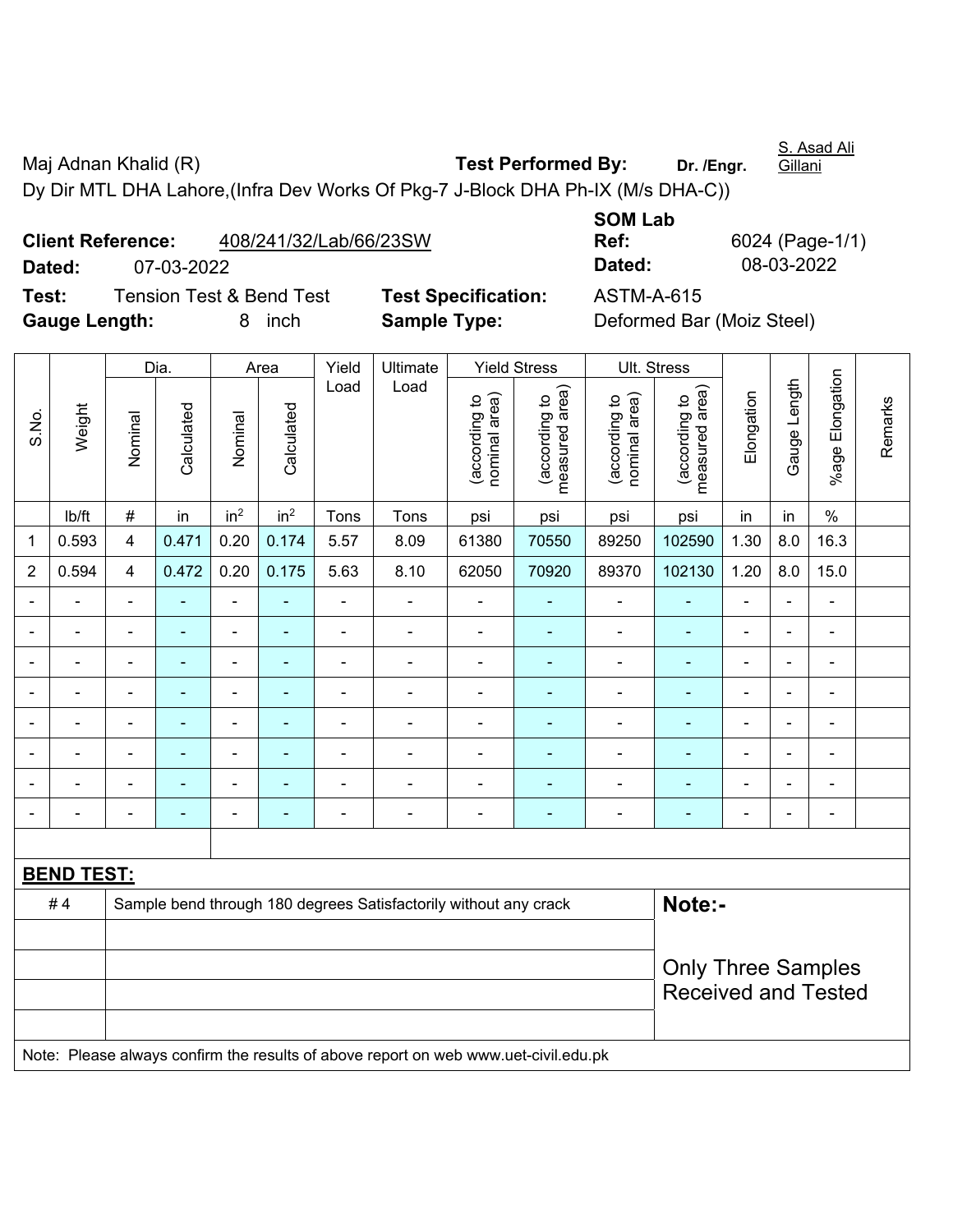Maj Adnan Khalid (R) **Test Performed By:** **Dr. /Engr.** S. Asad Ali Gillani

Dy Dir MTL DHA Lahore,(Infra Dev Works Of Pkg-7 J-Block DHA Ph-IX (M/s DHA-C))

**Client Reference:** 408/241/32/Lab/66/23SW **SOM Lab Ref:** 6024 (Page-1/1)

**Dated:** 07-03-2022 **Dated:** 08-03-2022

**Test:** Tension Test & Bend Test **Test Specification:** ASTM-A-615

**Gauge Length:** 8 inch **Sample Type:** Deformed Bar (Moiz Steel)

| S.No. | Weight | Dia. | | Area | | Yield Load | Ultimate Load | Yield Stress | | Ult. Stress | | Elongation | Gauge Length | %age Elongation | Remarks |
|---|---|---|---|---|---|---|---|---|---|---|---|---|---|---|---|
| | | Nominal | Calculated | Nominal | Calculated | | | (according to nominal area) | (according to measured area) | (according to nominal area) | (according to measured area) | | | | |
| | lb/ft | # | in | $in^2$ | $in^2$ | Tons | Tons | psi | psi | psi | psi | in | in | % | |
| 1 | 0.593 | 4 | 0.471 | 0.20 | 0.174 | 5.57 | 8.09 | 61380 | 70550 | 89250 | 102590 | 1.30 | 8.0 | 16.3 | |
| 2 | 0.594 | 4 | 0.472 | 0.20 | 0.175 | 5.63 | 8.10 | 62050 | 70920 | 89370 | 102130 | 1.20 | 8.0 | 15.0 | |
| - | - | - | - | - | - | - | - | - | - | - | - | - | - | - | |
| - | - | - | - | - | - | - | - | - | - | - | - | - | - | - | |
| - | - | - | - | - | - | - | - | - | - | - | - | - | - | - | |
| - | - | - | - | - | - | - | - | - | - | - | - | - | - | - | |
| - | - | - | - | - | - | - | - | - | - | - | - | - | - | - | |
| - | - | - | - | - | - | - | - | - | - | - | - | - | - | - | |
| - | - | - | - | - | - | - | - | - | - | - | - | - | - | - | |
| - | - | - | - | - | - | - | - | - | - | - | - | - | - | - | |

**BEND TEST:**

| | | |
|---|---|---|
| # 4 | Sample bend through 180 degrees Satisfactorily without any crack | **Note:-** |
| | | Only Three Samples Received and Tested |

Note: Please always confirm the results of above report on web www.uet-civil.edu.pk